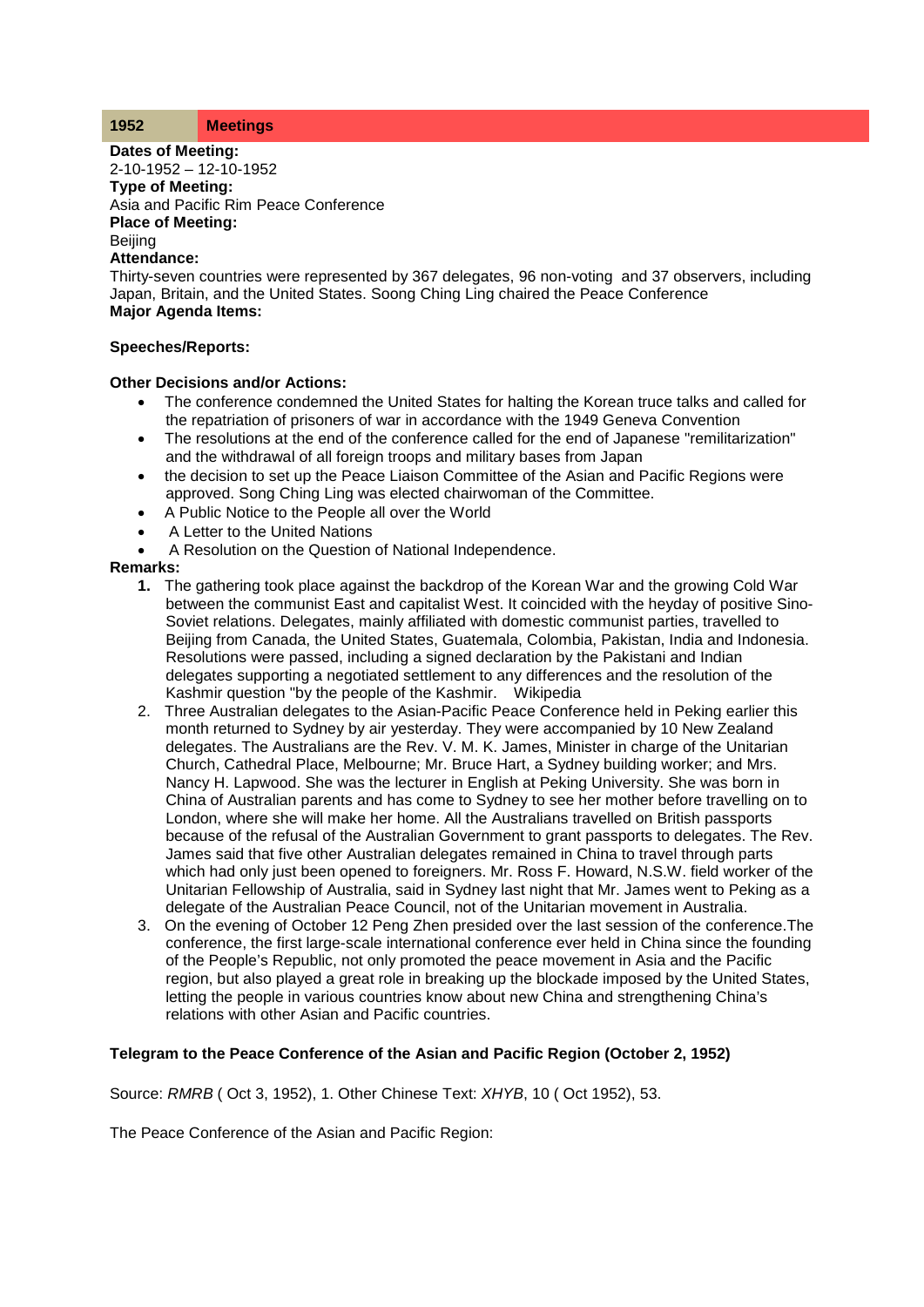| 1952 | Meetings |
| --- | --- |

**Dates of Meeting:**
2-10-1952 – 12-10-1952
**Type of Meeting:**
Asia and Pacific Rim Peace Conference
**Place of Meeting:**
Beijing
**Attendance:**
Thirty-seven countries were represented by 367 delegates, 96 non-voting and 37 observers, including Japan, Britain, and the United States. Soong Ching Ling chaired the Peace Conference
**Major Agenda Items:**

**Speeches/Reports:**

**Other Decisions and/or Actions:**

- The conference condemned the United States for halting the Korean truce talks and called for the repatriation of prisoners of war in accordance with the 1949 Geneva Convention
- The resolutions at the end of the conference called for the end of Japanese "remilitarization" and the withdrawal of all foreign troops and military bases from Japan
- the decision to set up the Peace Liaison Committee of the Asian and Pacific Regions were approved. Song Ching Ling was elected chairwoman of the Committee.
- A Public Notice to the People all over the World
- A Letter to the United Nations
- A Resolution on the Question of National Independence.

**Remarks:**

1. The gathering took place against the backdrop of the Korean War and the growing Cold War between the communist East and capitalist West. It coincided with the heyday of positive Sino-Soviet relations. Delegates, mainly affiliated with domestic communist parties, travelled to Beijing from Canada, the United States, Guatemala, Colombia, Pakistan, India and Indonesia. Resolutions were passed, including a signed declaration by the Pakistani and Indian delegates supporting a negotiated settlement to any differences and the resolution of the Kashmir question "by the people of the Kashmir. Wikipedia
2. Three Australian delegates to the Asian-Pacific Peace Conference held in Peking earlier this month returned to Sydney by air yesterday. They were accompanied by 10 New Zealand delegates. The Australians are the Rev. V. M. K. James, Minister in charge of the Unitarian Church, Cathedral Place, Melbourne; Mr. Bruce Hart, a Sydney building worker; and Mrs. Nancy H. Lapwood. She was the lecturer in English at Peking University. She was born in China of Australian parents and has come to Sydney to see her mother before travelling on to London, where she will make her home. All the Australians travelled on British passports because of the refusal of the Australian Government to grant passports to delegates. The Rev. James said that five other Australian delegates remained in China to travel through parts which had only just been opened to foreigners. Mr. Ross F. Howard, N.S.W. field worker of the Unitarian Fellowship of Australia, said in Sydney last night that Mr. James went to Peking as a delegate of the Australian Peace Council, not of the Unitarian movement in Australia.
3. On the evening of October 12 Peng Zhen presided over the last session of the conference.The conference, the first large-scale international conference ever held in China since the founding of the People's Republic, not only promoted the peace movement in Asia and the Pacific region, but also played a great role in breaking up the blockade imposed by the United States, letting the people in various countries know about new China and strengthening China's relations with other Asian and Pacific countries.

**Telegram to the Peace Conference of the Asian and Pacific Region (October 2, 1952)**

Source: *RMRB* ( Oct 3, 1952), 1. Other Chinese Text: *XHYB*, 10 ( Oct 1952), 53.

The Peace Conference of the Asian and Pacific Region: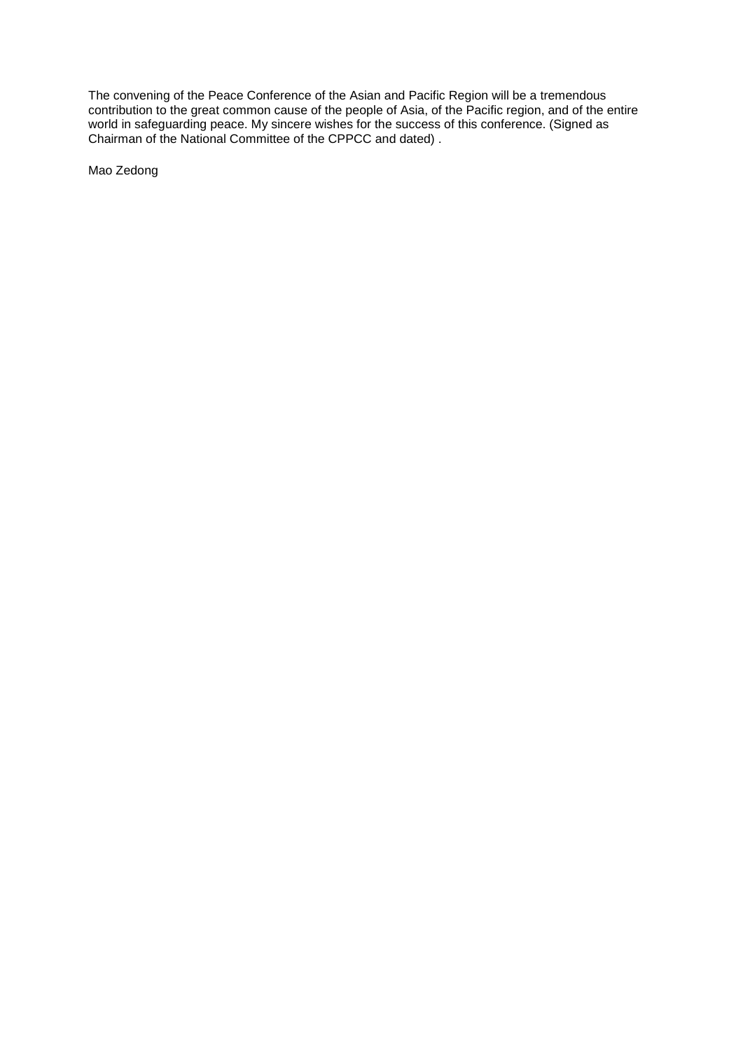The convening of the Peace Conference of the Asian and Pacific Region will be a tremendous contribution to the great common cause of the people of Asia, of the Pacific region, and of the entire world in safeguarding peace. My sincere wishes for the success of this conference. (Signed as Chairman of the National Committee of the CPPCC and dated) .

Mao Zedong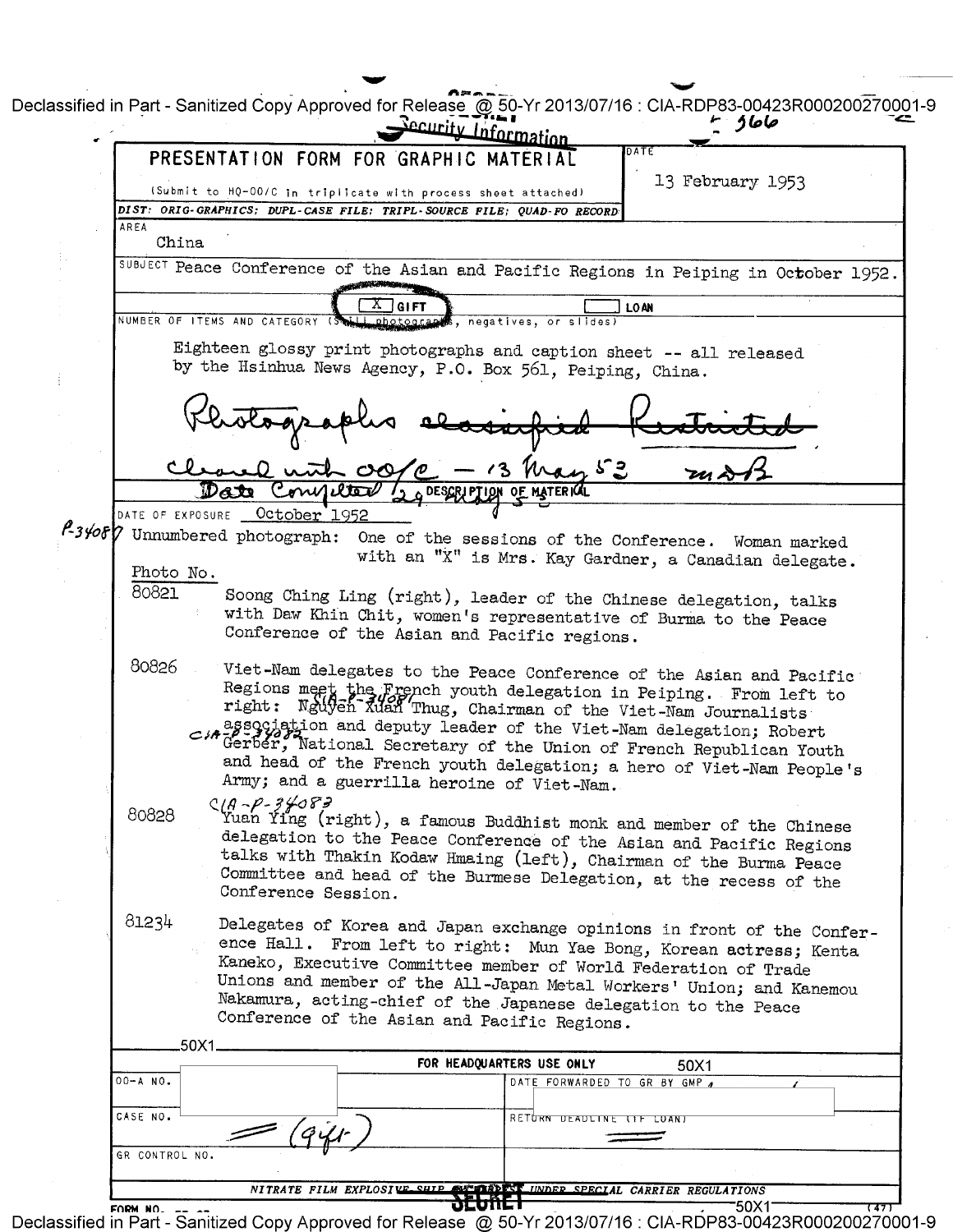Security Information

# PRESENTATION FORM FOR GRAPHIC MATERIAL

(Submit to HQ-00/C in triplicate with process sheet attached)

DIST: ORIG-GRAPHICS; DUPL-CASE FILE; TRIPL-SOURCE FILE; QUAD-FO RECORD

DATE: 13 February 1953

AREA: China

SUBJECT: Peace Conference of the Asian and Pacific Regions in Peiping in October 1952.

[X] GIFT [ ] LOAN

NUMBER OF ITEMS AND CATEGORY (Still photographs, negatives, or slides)

Eighteen glossy print photographs and caption sheet -- all released by the Hsinhua News Agency, P.O. Box 561, Peiping, China.

Photographs ~~classified Restricted~~

cleared with 00/C - 13 May 53 mDB

Date Completed 29 May 53

DESCRIPTION OF MATERIAL

DATE OF EXPOSURE: October 1952

P-34080 Unnumbered photograph: One of the sessions of the Conference. Woman marked with an "X" is Mrs. Kay Gardner, a Canadian delegate.

| Photo No. | |
|---|---|
| 80821 | Soong Ching Ling (right), leader of the Chinese delegation, talks with Daw Khin Chit, women's representative of Burma to the Peace Conference of the Asian and Pacific regions. |
| 80826 | Viet-Nam delegates to the Peace Conference of the Asian and Pacific Regions meet the French youth delegation in Peiping. From left to right: Nguyen Xuan Thug, Chairman of the Viet-Nam Journalists association and deputy leader of the Viet-Nam delegation; Robert Gerber, National Secretary of the Union of French Republican Youth and head of the French youth delegation; a hero of Viet-Nam People's Army; and a guerrilla heroine of Viet-Nam. (CIA-P-34081, CIA-P-34082) |
| 80828 | (CIA-P-34083) Yuan Ying (right), a famous Buddhist monk and member of the Chinese delegation to the Peace Conference of the Asian and Pacific Regions talks with Thakin Kodaw Hmaing (left), Chairman of the Burma Peace Committee and head of the Burmese Delegation, at the recess of the Conference Session. |
| 81234 | Delegates of Korea and Japan exchange opinions in front of the Conference Hall. From left to right: Mun Yae Bong, Korean actress; Kenta Kaneko, Executive Committee member of World Federation of Trade Unions and member of the All-Japan Metal Workers' Union; and Kanemou Nakamura, acting-chief of the Japanese delegation to the Peace Conference of the Asian and Pacific Regions. |

50X1

FOR HEADQUARTERS USE ONLY 50X1

| | |
|---|---|
| OO-A NO. | DATE FORWARDED TO GR BY GMP |
| CASE NO. (Gift) | RETURN DEADLINE (IF LOAN) |
| GR CONTROL NO. | |

NITRATE FILM EXPLOSIVE—SHIP ONLY UNDER SPECIAL CARRIER REGULATIONS

SECRET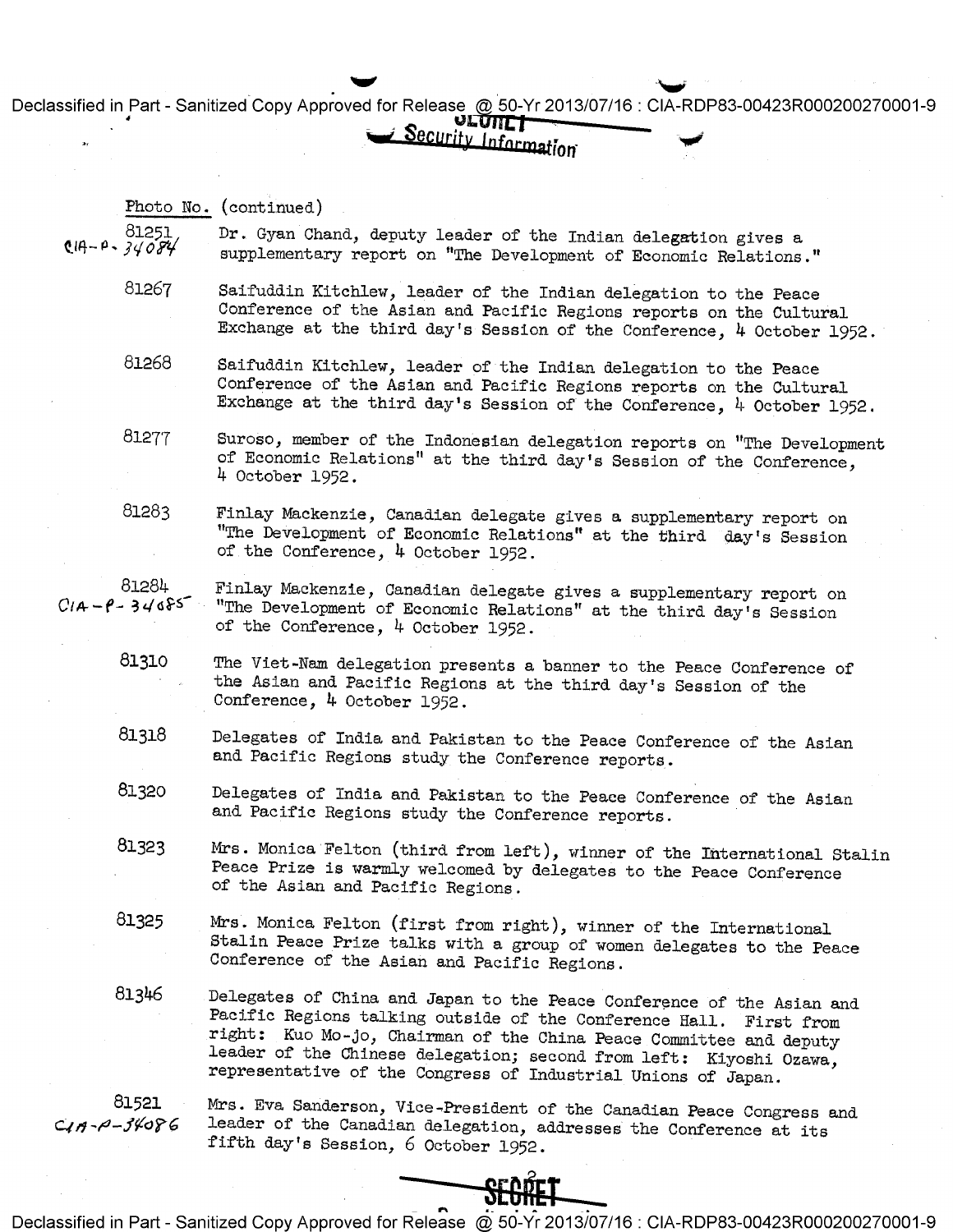Photo No. (continued)

| | |
|---|---|
| 81251 CIA-P-34084 | Dr. Gyan Chand, deputy leader of the Indian delegation gives a supplementary report on "The Development of Economic Relations." |
| 81267 | Saifuddin Kitchlew, leader of the Indian delegation to the Peace Conference of the Asian and Pacific Regions reports on the Cultural Exchange at the third day's Session of the Conference, 4 October 1952. |
| 81268 | Saifuddin Kitchlew, leader of the Indian delegation to the Peace Conference of the Asian and Pacific Regions reports on the Cultural Exchange at the third day's Session of the Conference, 4 October 1952. |
| 81277 | Suroso, member of the Indonesian delegation reports on "The Development of Economic Relations" at the third day's Session of the Conference, 4 October 1952. |
| 81283 | Finlay Mackenzie, Canadian delegate gives a supplementary report on "The Development of Economic Relations" at the third day's Session of the Conference, 4 October 1952. |
| 81284 CIA-P-34085 | Finlay Mackenzie, Canadian delegate gives a supplementary report on "The Development of Economic Relations" at the third day's Session of the Conference, 4 October 1952. |
| 81310 | The Viet-Nam delegation presents a banner to the Peace Conference of the Asian and Pacific Regions at the third day's Session of the Conference, 4 October 1952. |
| 81318 | Delegates of India and Pakistan to the Peace Conference of the Asian and Pacific Regions study the Conference reports. |
| 81320 | Delegates of India and Pakistan to the Peace Conference of the Asian and Pacific Regions study the Conference reports. |
| 81323 | Mrs. Monica Felton (third from left), winner of the International Stalin Peace Prize is warmly welcomed by delegates to the Peace Conference of the Asian and Pacific Regions. |
| 81325 | Mrs. Monica Felton (first from right), winner of the International Stalin Peace Prize talks with a group of women delegates to the Peace Conference of the Asian and Pacific Regions. |
| 81346 | Delegates of China and Japan to the Peace Conference of the Asian and Pacific Regions talking outside of the Conference Hall. First from right: Kuo Mo-jo, Chairman of the China Peace Committee and deputy leader of the Chinese delegation; second from left: Kiyoshi Ozawa, representative of the Congress of Industrial Unions of Japan. |
| 81521 CIA-P-34086 | Mrs. Eva Sanderson, Vice-President of the Canadian Peace Congress and leader of the Canadian delegation, addresses the Conference at its fifth day's Session, 6 October 1952. |

SECRET